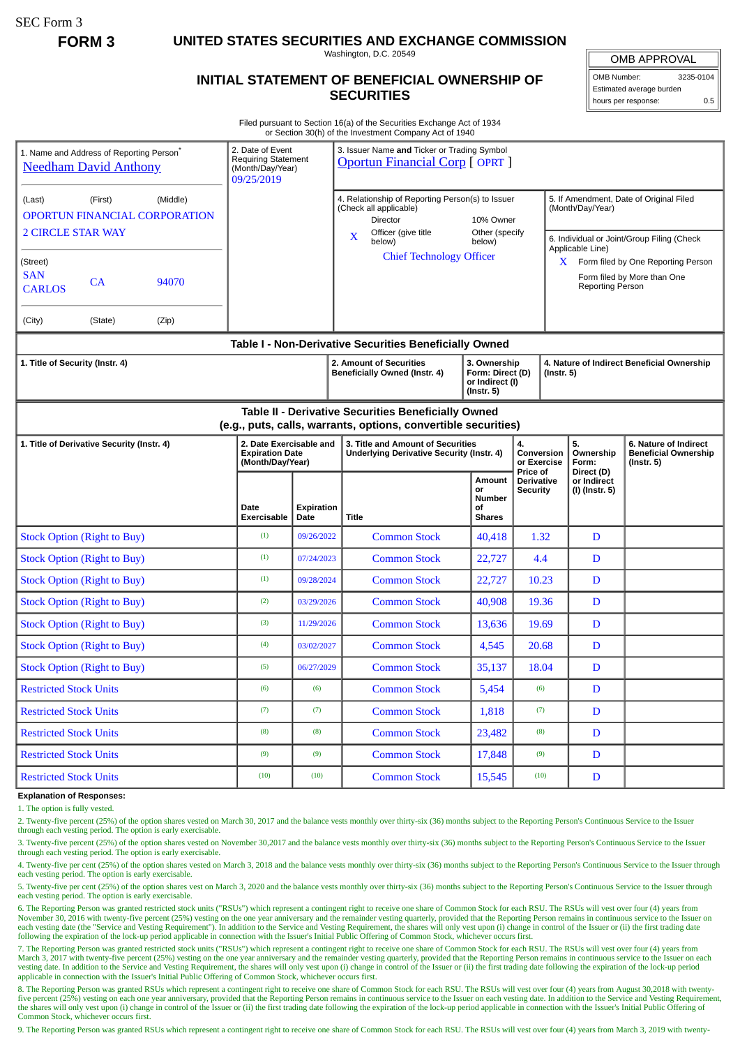SEC Form 3

**FORM 3**

# UNITED STATES SECURITIES AND EXCHANGE COMMISSION

Washington, D.C. 20549

## INITIAL STATEMENT OF BENEFICIAL OWNERSHIP OF SECURITIES

| OMB APPROVAL | |
|---|---|
| OMB Number: | 3235-0104 |
| Estimated average burden | |
| hours per response: | 0.5 |

Filed pursuant to Section 16(a) of the Securities Exchange Act of 1934
or Section 30(h) of the Investment Company Act of 1940

1. Name and Address of Reporting Person*
Needham David Anthony

(Last) (First) (Middle)
OPORTUN FINANCIAL CORPORATION
2 CIRCLE STAR WAY

(Street)
SAN CARLOS CA 94070

(City) (State) (Zip)

2. Date of Event Requiring Statement (Month/Day/Year)
09/25/2019

3. Issuer Name **and** Ticker or Trading Symbol
Oportun Financial Corp [ OPRT ]

4. Relationship of Reporting Person(s) to Issuer (Check all applicable)
Director
10% Owner
X Officer (give title below)
Other (specify below)
Chief Technology Officer

5. If Amendment, Date of Original Filed (Month/Day/Year)

6. Individual or Joint/Group Filing (Check Applicable Line)
X Form filed by One Reporting Person
Form filed by More than One Reporting Person

### Table I - Non-Derivative Securities Beneficially Owned

| 1. Title of Security (Instr. 4) | 2. Amount of Securities Beneficially Owned (Instr. 4) | 3. Ownership Form: Direct (D) or Indirect (I) (Instr. 5) | 4. Nature of Indirect Beneficial Ownership (Instr. 5) |
|---|---|---|---|

### Table II - Derivative Securities Beneficially Owned (e.g., puts, calls, warrants, options, convertible securities)

| 1. Title of Derivative Security (Instr. 4) | 2. Date Exercisable and Expiration Date (Month/Day/Year) | | 3. Title and Amount of Securities Underlying Derivative Security (Instr. 4) | | 4. Conversion or Exercise Price of Derivative Security | 5. Ownership Form: Direct (D) or Indirect (I) (Instr. 5) | 6. Nature of Indirect Beneficial Ownership (Instr. 5) |
|---|---|---|---|---|---|---|---|
| | Date Exercisable | Expiration Date | Title | Amount or Number of Shares | | | |
| Stock Option (Right to Buy) | (1) | 09/26/2022 | Common Stock | 40,418 | 1.32 | D | |
| Stock Option (Right to Buy) | (1) | 07/24/2023 | Common Stock | 22,727 | 4.4 | D | |
| Stock Option (Right to Buy) | (1) | 09/28/2024 | Common Stock | 22,727 | 10.23 | D | |
| Stock Option (Right to Buy) | (2) | 03/29/2026 | Common Stock | 40,908 | 19.36 | D | |
| Stock Option (Right to Buy) | (3) | 11/29/2026 | Common Stock | 13,636 | 19.69 | D | |
| Stock Option (Right to Buy) | (4) | 03/02/2027 | Common Stock | 4,545 | 20.68 | D | |
| Stock Option (Right to Buy) | (5) | 06/27/2029 | Common Stock | 35,137 | 18.04 | D | |
| Restricted Stock Units | (6) | (6) | Common Stock | 5,454 | (6) | D | |
| Restricted Stock Units | (7) | (7) | Common Stock | 1,818 | (7) | D | |
| Restricted Stock Units | (8) | (8) | Common Stock | 23,482 | (8) | D | |
| Restricted Stock Units | (9) | (9) | Common Stock | 17,848 | (9) | D | |
| Restricted Stock Units | (10) | (10) | Common Stock | 15,545 | (10) | D | |

**Explanation of Responses:**

1. The option is fully vested.

2. Twenty-five percent (25%) of the option shares vested on March 30, 2017 and the balance vests monthly over thirty-six (36) months subject to the Reporting Person's Continuous Service to the Issuer through each vesting period. The option is early exercisable.

3. Twenty-five percent (25%) of the option shares vested on November 30,2017 and the balance vests monthly over thirty-six (36) months subject to the Reporting Person's Continuous Service to the Issuer through each vesting period. The option is early exercisable.

4. Twenty-five per cent (25%) of the option shares vested on March 3, 2018 and the balance vests monthly over thirty-six (36) months subject to the Reporting Person's Continuous Service to the Issuer through each vesting period. The option is early exercisable.

5. Twenty-five per cent (25%) of the option shares vest on March 3, 2020 and the balance vests monthly over thirty-six (36) months subject to the Reporting Person's Continuous Service to the Issuer through each vesting period. The option is early exercisable.

6. The Reporting Person was granted restricted stock units ("RSUs") which represent a contingent right to receive one share of Common Stock for each RSU. The RSUs will vest over four (4) years from November 30, 2016 with twenty-five percent (25%) vesting on the one year anniversary and the remainder vesting quarterly, provided that the Reporting Person remains in continuous service to the Issuer on each vesting date (the "Service and Vesting Requirement"). In addition to the Service and Vesting Requirement, the shares will only vest upon (i) change in control of the Issuer or (ii) the first trading date following the expiration of the lock-up period applicable in connection with the Issuer's Initial Public Offering of Common Stock, whichever occurs first.

7. The Reporting Person was granted restricted stock units ("RSUs") which represent a contingent right to receive one share of Common Stock for each RSU. The RSUs will vest over four (4) years from March 3, 2017 with twenty-five percent (25%) vesting on the one year anniversary and the remainder vesting quarterly, provided that the Reporting Person remains in continuous service to the Issuer on each vesting date. In addition to the Service and Vesting Requirement, the shares will only vest upon (i) change in control of the Issuer or (ii) the first trading date following the expiration of the lock-up period applicable in connection with the Issuer's Initial Public Offering of Common Stock, whichever occurs first.

8. The Reporting Person was granted RSUs which represent a contingent right to receive one share of Common Stock for each RSU. The RSUs will vest over four (4) years from August 30,2018 with twenty-five percent (25%) vesting on the one year anniversary, provided that the Reporting Person remains in continuous service to the Issuer on each vesting date. In addition to the Service and Vesting Requirement, the shares will only vest upon (i) change in control of the Issuer or (ii) the first trading date following the expiration of the lock-up period applicable in connection with the Issuer's Initial Public Offering of Common Stock, whichever occurs first.

9. The Reporting Person was granted RSUs which represent a contingent right to receive one share of Common Stock for each RSU. The RSUs will vest over four (4) years from March 3, 2019 with twenty-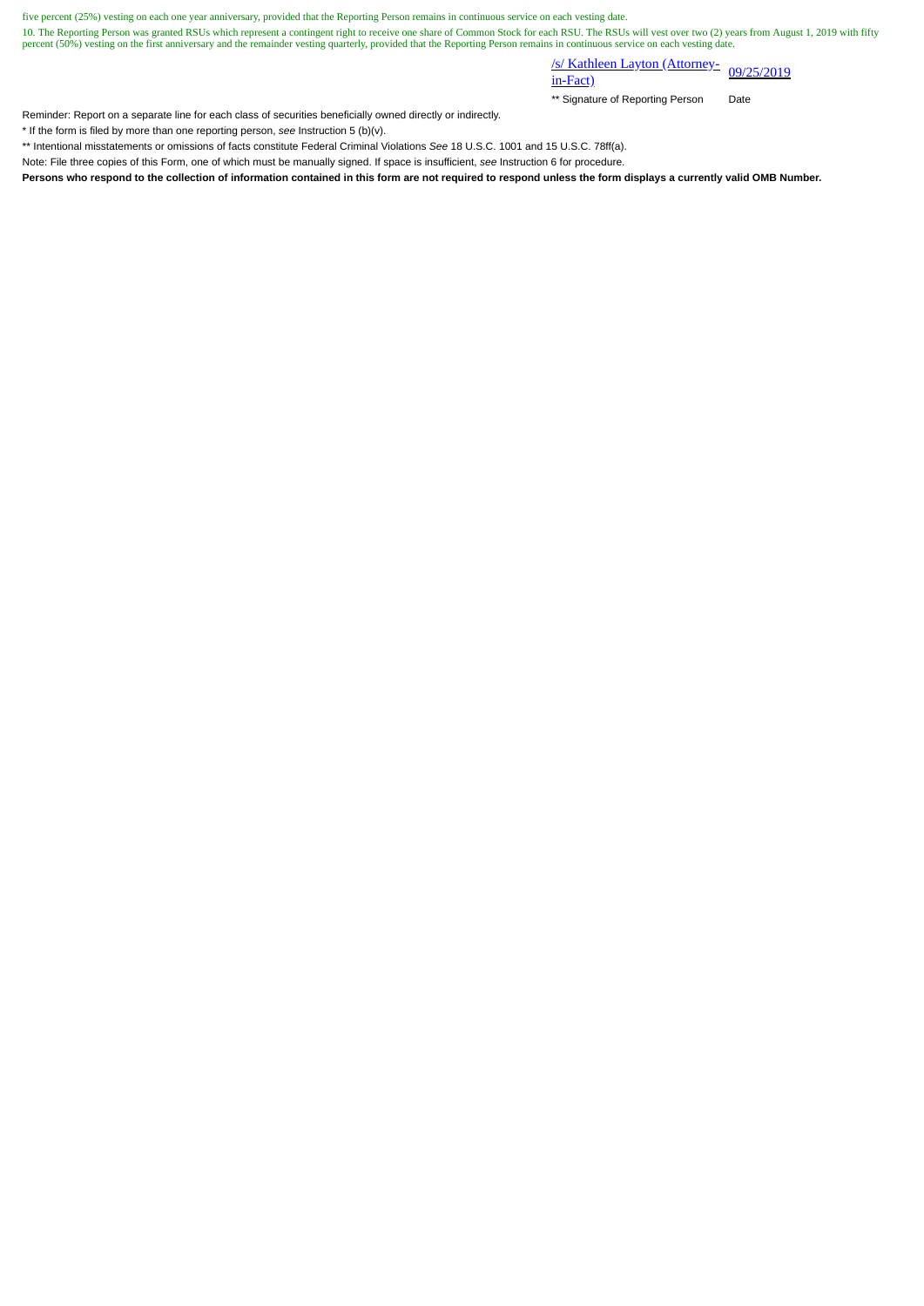five percent (25%) vesting on each one year anniversary, provided that the Reporting Person remains in continuous service on each vesting date.

10. The Reporting Person was granted RSUs which represent a contingent right to receive one share of Common Stock for each RSU. The RSUs will vest over two (2) years from August 1, 2019 with fifty percent (50%) vesting on the first anniversary and the remainder vesting quarterly, provided that the Reporting Person remains in continuous service on each vesting date.

| /s/ Kathleen Layton (Attorney-in-Fact) | 09/25/2019 |
|---|---|
| ** Signature of Reporting Person | Date |

Reminder: Report on a separate line for each class of securities beneficially owned directly or indirectly.

* If the form is filed by more than one reporting person, *see* Instruction 5 (b)(v).

** Intentional misstatements or omissions of facts constitute Federal Criminal Violations *See* 18 U.S.C. 1001 and 15 U.S.C. 78ff(a).

Note: File three copies of this Form, one of which must be manually signed. If space is insufficient, *see* Instruction 6 for procedure.

**Persons who respond to the collection of information contained in this form are not required to respond unless the form displays a currently valid OMB Number.**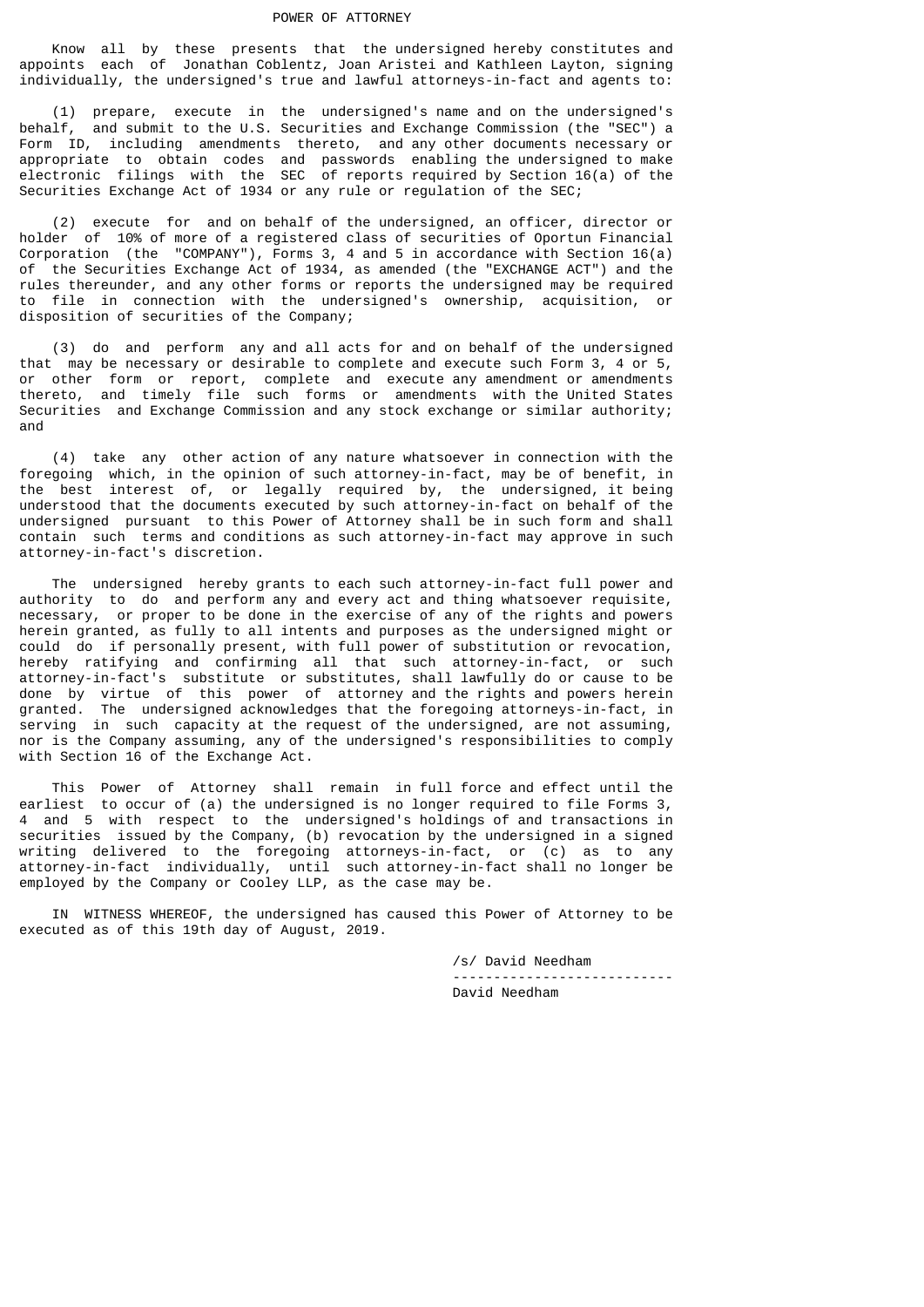# POWER OF ATTORNEY

Know all by these presents that the undersigned hereby constitutes and appoints each of Jonathan Coblentz, Joan Aristei and Kathleen Layton, signing individually, the undersigned's true and lawful attorneys-in-fact and agents to:

(1) prepare, execute in the undersigned's name and on the undersigned's behalf, and submit to the U.S. Securities and Exchange Commission (the "SEC") a Form ID, including amendments thereto, and any other documents necessary or appropriate to obtain codes and passwords enabling the undersigned to make electronic filings with the SEC of reports required by Section 16(a) of the Securities Exchange Act of 1934 or any rule or regulation of the SEC;

(2) execute for and on behalf of the undersigned, an officer, director or holder of 10% of more of a registered class of securities of Oportun Financial Corporation (the "COMPANY"), Forms 3, 4 and 5 in accordance with Section 16(a) of the Securities Exchange Act of 1934, as amended (the "EXCHANGE ACT") and the rules thereunder, and any other forms or reports the undersigned may be required to file in connection with the undersigned's ownership, acquisition, or disposition of securities of the Company;

(3) do and perform any and all acts for and on behalf of the undersigned that may be necessary or desirable to complete and execute such Form 3, 4 or 5, or other form or report, complete and execute any amendment or amendments thereto, and timely file such forms or amendments with the United States Securities and Exchange Commission and any stock exchange or similar authority; and

(4) take any other action of any nature whatsoever in connection with the foregoing which, in the opinion of such attorney-in-fact, may be of benefit, in the best interest of, or legally required by, the undersigned, it being understood that the documents executed by such attorney-in-fact on behalf of the undersigned pursuant to this Power of Attorney shall be in such form and shall contain such terms and conditions as such attorney-in-fact may approve in such attorney-in-fact's discretion.

The undersigned hereby grants to each such attorney-in-fact full power and authority to do and perform any and every act and thing whatsoever requisite, necessary, or proper to be done in the exercise of any of the rights and powers herein granted, as fully to all intents and purposes as the undersigned might or could do if personally present, with full power of substitution or revocation, hereby ratifying and confirming all that such attorney-in-fact, or such attorney-in-fact's substitute or substitutes, shall lawfully do or cause to be done by virtue of this power of attorney and the rights and powers herein granted. The undersigned acknowledges that the foregoing attorneys-in-fact, in serving in such capacity at the request of the undersigned, are not assuming, nor is the Company assuming, any of the undersigned's responsibilities to comply with Section 16 of the Exchange Act.

This Power of Attorney shall remain in full force and effect until the earliest to occur of (a) the undersigned is no longer required to file Forms 3, 4 and 5 with respect to the undersigned's holdings of and transactions in securities issued by the Company, (b) revocation by the undersigned in a signed writing delivered to the foregoing attorneys-in-fact, or (c) as to any attorney-in-fact individually, until such attorney-in-fact shall no longer be employed by the Company or Cooley LLP, as the case may be.

IN WITNESS WHEREOF, the undersigned has caused this Power of Attorney to be executed as of this 19th day of August, 2019.

/s/ David Needham

---------------------------

David Needham